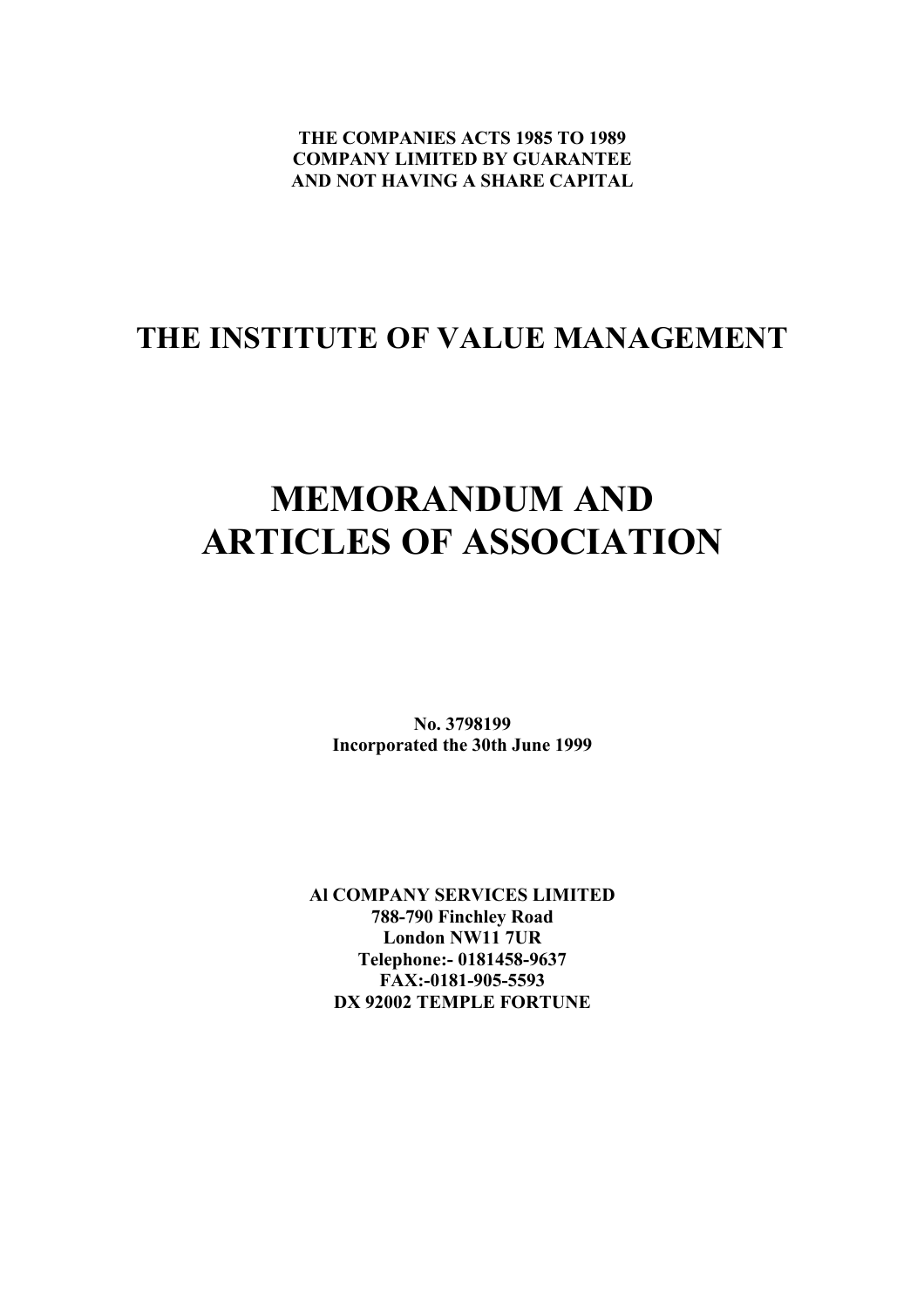**THE COMPANIES ACTS 1985 TO 1989**
**COMPANY LIMITED BY GUARANTEE**
**AND NOT HAVING A SHARE CAPITAL**

## THE INSTITUTE OF VALUE MANAGEMENT

# MEMORANDUM AND ARTICLES OF ASSOCIATION

**No. 3798199**
**Incorporated the 30th June 1999**

**Al COMPANY SERVICES LIMITED**
**788-790 Finchley Road**
**London NW11 7UR**
**Telephone:- 0181458-9637**
**FAX:-0181-905-5593**
**DX 92002 TEMPLE FORTUNE**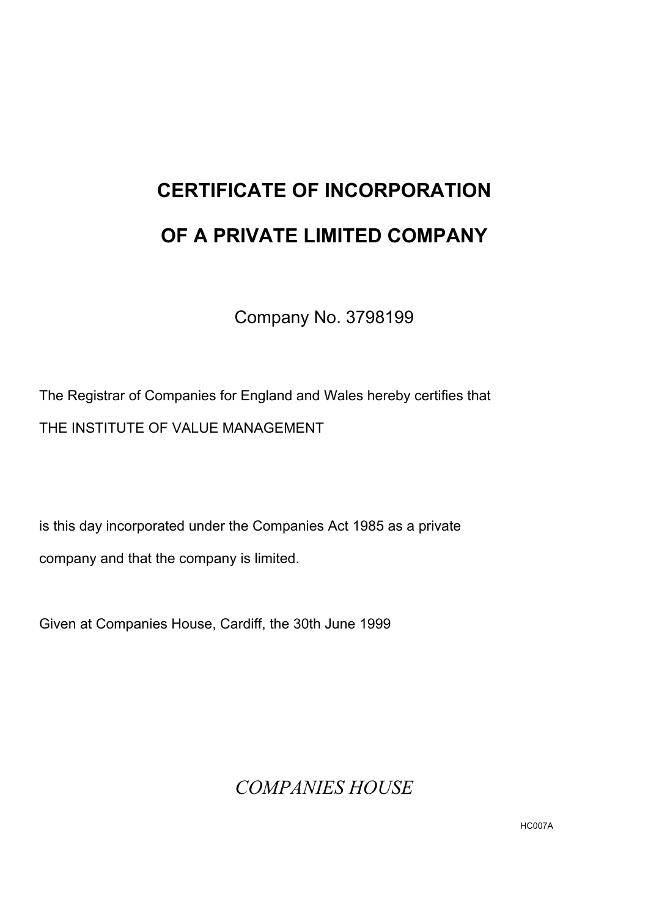# CERTIFICATE OF INCORPORATION

# OF A PRIVATE LIMITED COMPANY

Company No. 3798199

The Registrar of Companies for England and Wales hereby certifies that

THE INSTITUTE OF VALUE MANAGEMENT

is this day incorporated under the Companies Act 1985 as a private company and that the company is limited.

Given at Companies House, Cardiff, the 30th June 1999

*COMPANIES HOUSE*

HC007A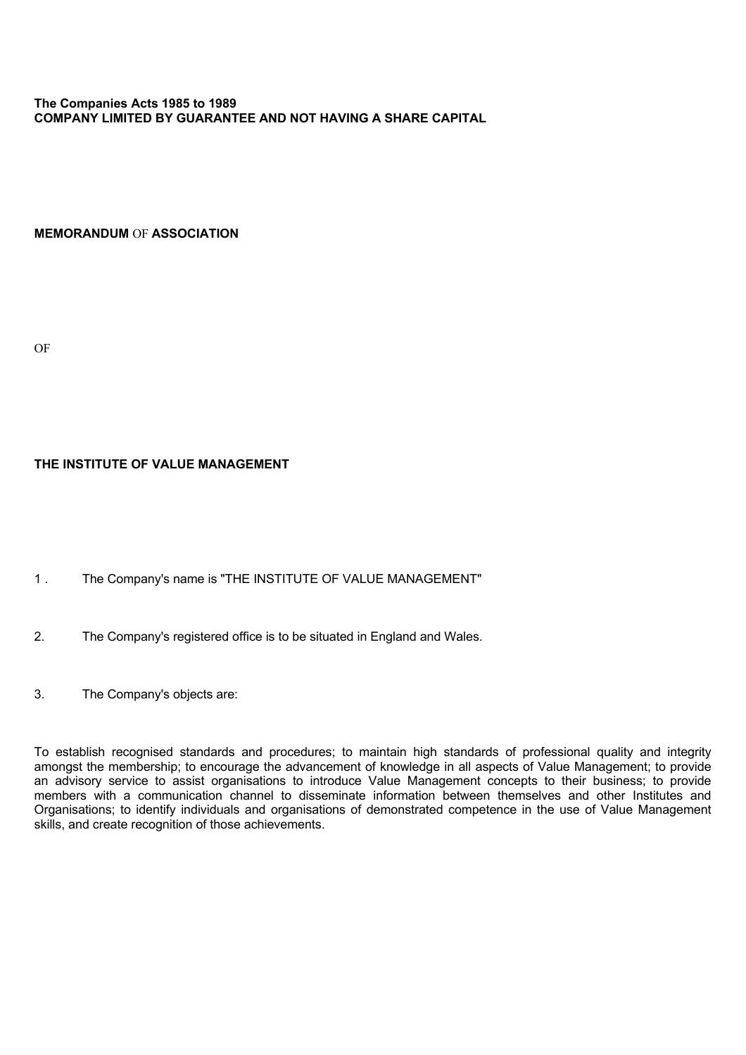**The Companies Acts 1985 to 1989**
**COMPANY LIMITED BY GUARANTEE AND NOT HAVING A SHARE CAPITAL**

**MEMORANDUM** OF **ASSOCIATION**

OF

**THE INSTITUTE OF VALUE MANAGEMENT**

1. The Company's name is "THE INSTITUTE OF VALUE MANAGEMENT"

2. The Company's registered office is to be situated in England and Wales.

3. The Company's objects are:

To establish recognised standards and procedures; to maintain high standards of professional quality and integrity amongst the membership; to encourage the advancement of knowledge in all aspects of Value Management; to provide an advisory service to assist organisations to introduce Value Management concepts to their business; to provide members with a communication channel to disseminate information between themselves and other Institutes and Organisations; to identify individuals and organisations of demonstrated competence in the use of Value Management skills, and create recognition of those achievements.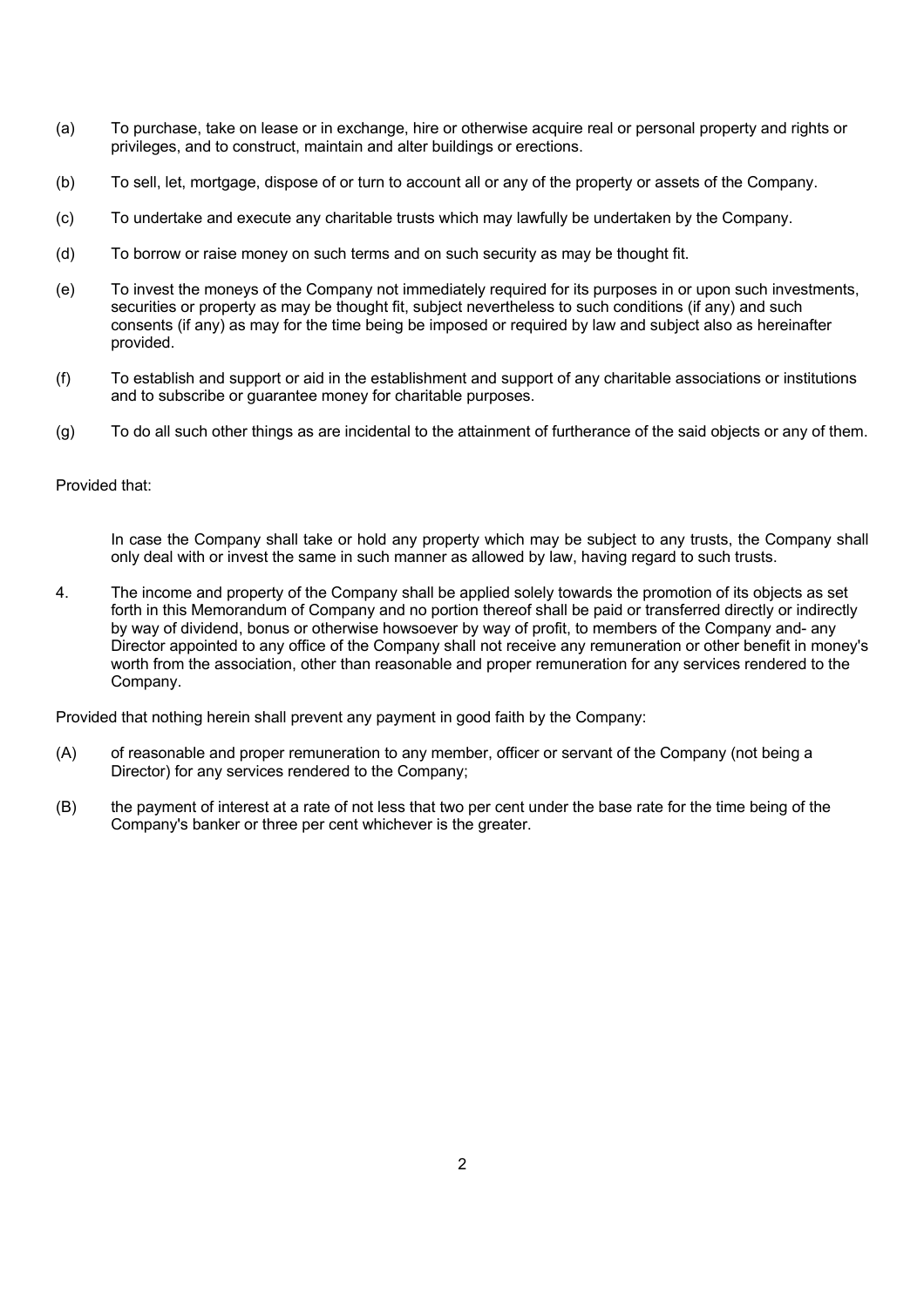(a) To purchase, take on lease or in exchange, hire or otherwise acquire real or personal property and rights or privileges, and to construct, maintain and alter buildings or erections.

(b) To sell, let, mortgage, dispose of or turn to account all or any of the property or assets of the Company.

(c) To undertake and execute any charitable trusts which may lawfully be undertaken by the Company.

(d) To borrow or raise money on such terms and on such security as may be thought fit.

(e) To invest the moneys of the Company not immediately required for its purposes in or upon such investments, securities or property as may be thought fit, subject nevertheless to such conditions (if any) and such consents (if any) as may for the time being be imposed or required by law and subject also as hereinafter provided.

(f) To establish and support or aid in the establishment and support of any charitable associations or institutions and to subscribe or guarantee money for charitable purposes.

(g) To do all such other things as are incidental to the attainment of furtherance of the said objects or any of them.

Provided that:

In case the Company shall take or hold any property which may be subject to any trusts, the Company shall only deal with or invest the same in such manner as allowed by law, having regard to such trusts.

4. The income and property of the Company shall be applied solely towards the promotion of its objects as set forth in this Memorandum of Company and no portion thereof shall be paid or transferred directly or indirectly by way of dividend, bonus or otherwise howsoever by way of profit, to members of the Company and- any Director appointed to any office of the Company shall not receive any remuneration or other benefit in money's worth from the association, other than reasonable and proper remuneration for any services rendered to the Company.

Provided that nothing herein shall prevent any payment in good faith by the Company:

(A) of reasonable and proper remuneration to any member, officer or servant of the Company (not being a Director) for any services rendered to the Company;

(B) the payment of interest at a rate of not less that two per cent under the base rate for the time being of the Company's banker or three per cent whichever is the greater.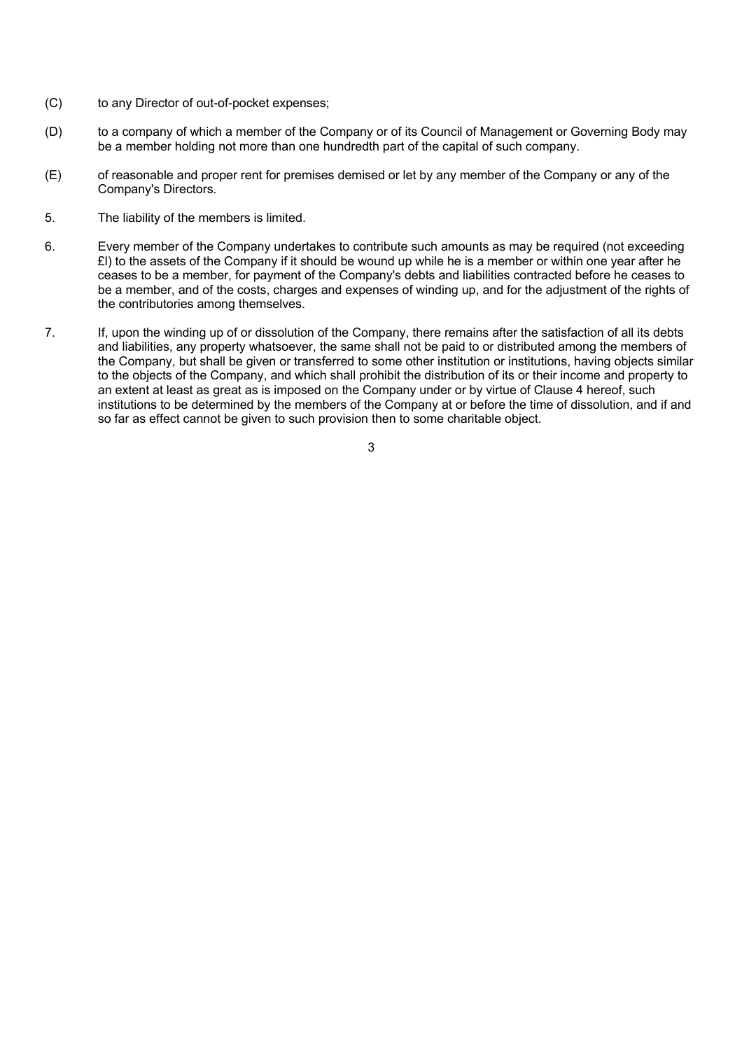(C) to any Director of out-of-pocket expenses;

(D) to a company of which a member of the Company or of its Council of Management or Governing Body may be a member holding not more than one hundredth part of the capital of such company.

(E) of reasonable and proper rent for premises demised or let by any member of the Company or any of the Company's Directors.

5. The liability of the members is limited.

6. Every member of the Company undertakes to contribute such amounts as may be required (not exceeding £l) to the assets of the Company if it should be wound up while he is a member or within one year after he ceases to be a member, for payment of the Company's debts and liabilities contracted before he ceases to be a member, and of the costs, charges and expenses of winding up, and for the adjustment of the rights of the contributories among themselves.

7. If, upon the winding up of or dissolution of the Company, there remains after the satisfaction of all its debts and liabilities, any property whatsoever, the same shall not be paid to or distributed among the members of the Company, but shall be given or transferred to some other institution or institutions, having objects similar to the objects of the Company, and which shall prohibit the distribution of its or their income and property to an extent at least as great as is imposed on the Company under or by virtue of Clause 4 hereof, such institutions to be determined by the members of the Company at or before the time of dissolution, and if and so far as effect cannot be given to such provision then to some charitable object.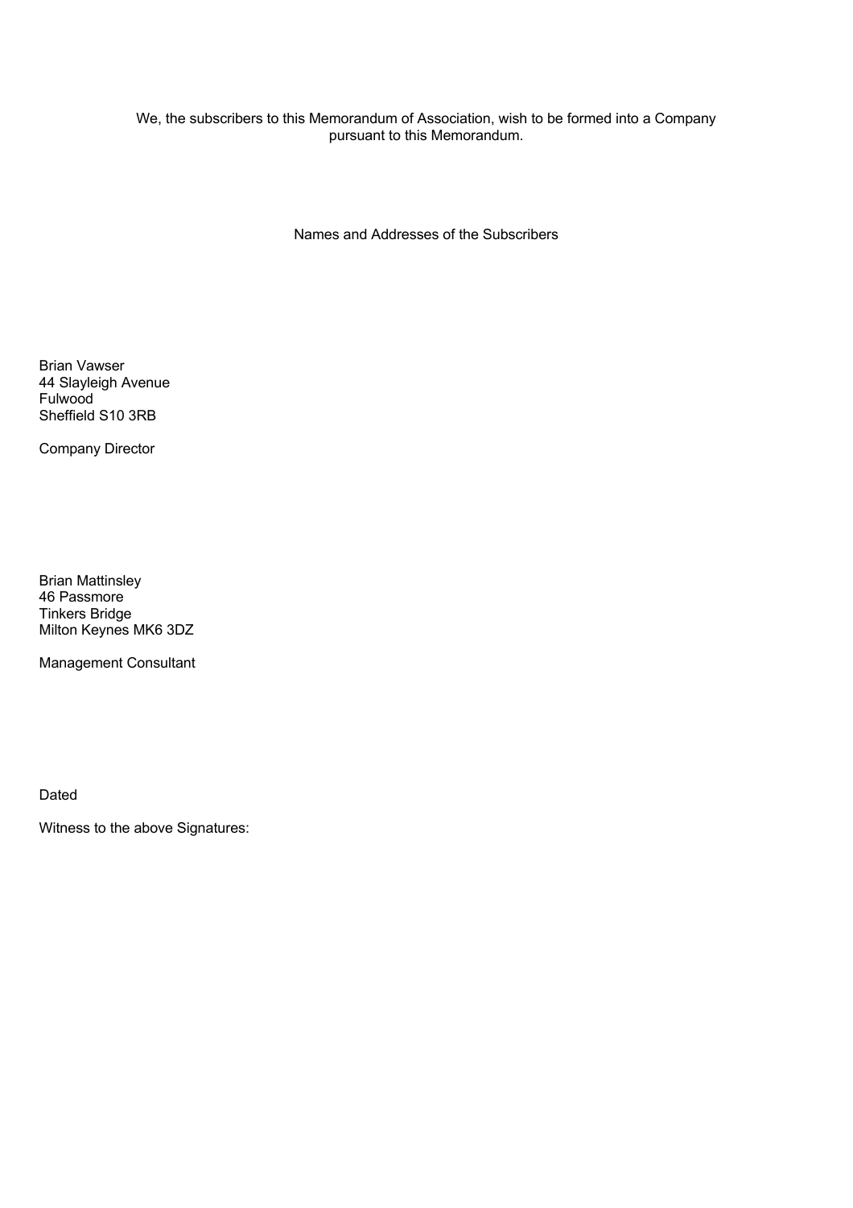We, the subscribers to this Memorandum of Association, wish to be formed into a Company pursuant to this Memorandum.

Names and Addresses of the Subscribers

Brian Vawser
44 Slayleigh Avenue
Fulwood
Sheffield S10 3RB

Company Director

Brian Mattinsley
46 Passmore
Tinkers Bridge
Milton Keynes MK6 3DZ

Management Consultant

Dated

Witness to the above Signatures: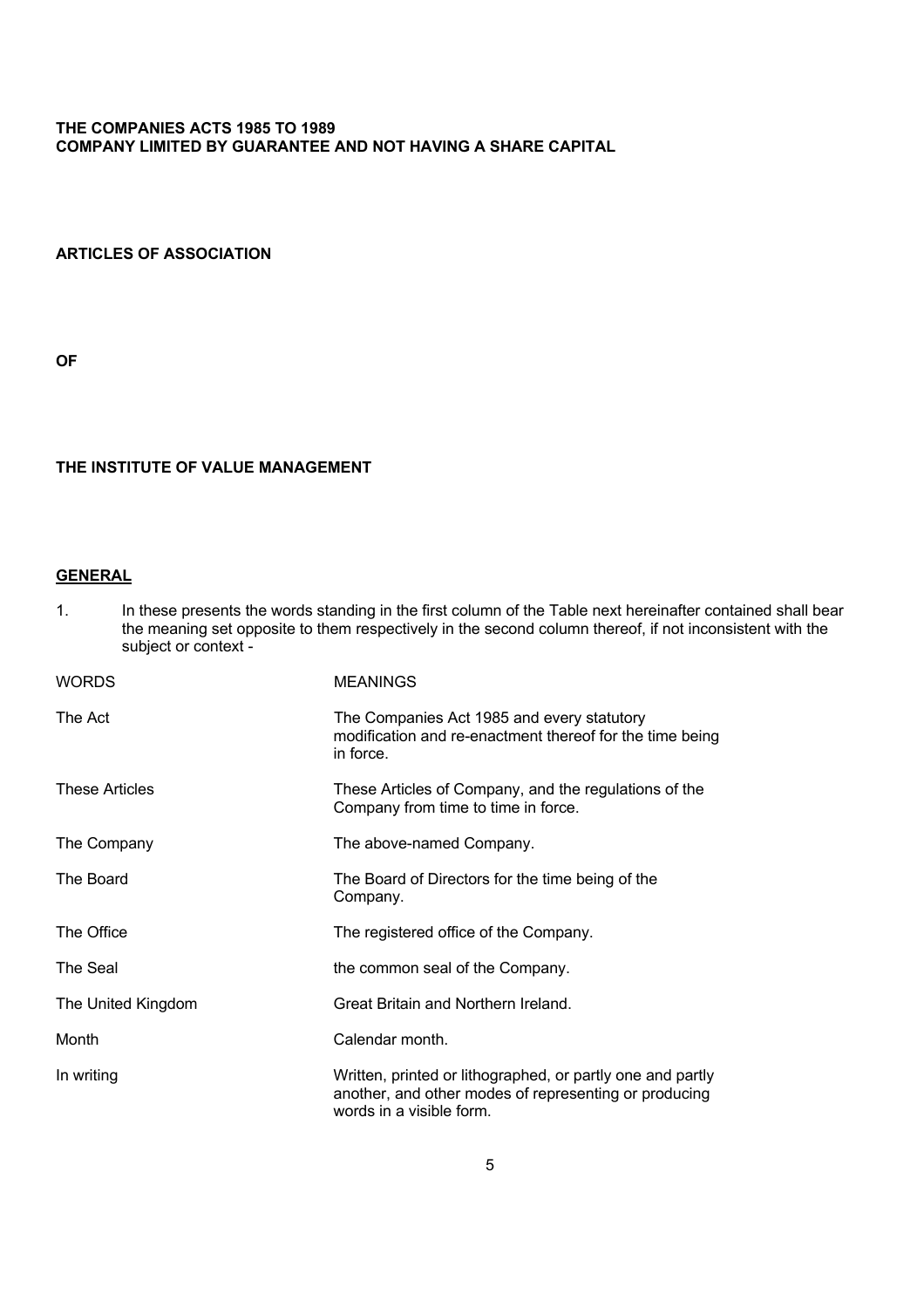**THE COMPANIES ACTS 1985 TO 1989**
**COMPANY LIMITED BY GUARANTEE AND NOT HAVING A SHARE CAPITAL**

**ARTICLES OF ASSOCIATION**

**OF**

**THE INSTITUTE OF VALUE MANAGEMENT**

## GENERAL

1. In these presents the words standing in the first column of the Table next hereinafter contained shall bear the meaning set opposite to them respectively in the second column thereof, if not inconsistent with the subject or context -

| WORDS | MEANINGS |
|---|---|
| The Act | The Companies Act 1985 and every statutory modification and re-enactment thereof for the time being in force. |
| These Articles | These Articles of Company, and the regulations of the Company from time to time in force. |
| The Company | The above-named Company. |
| The Board | The Board of Directors for the time being of the Company. |
| The Office | The registered office of the Company. |
| The Seal | the common seal of the Company. |
| The United Kingdom | Great Britain and Northern Ireland. |
| Month | Calendar month. |
| In writing | Written, printed or lithographed, or partly one and partly another, and other modes of representing or producing words in a visible form. |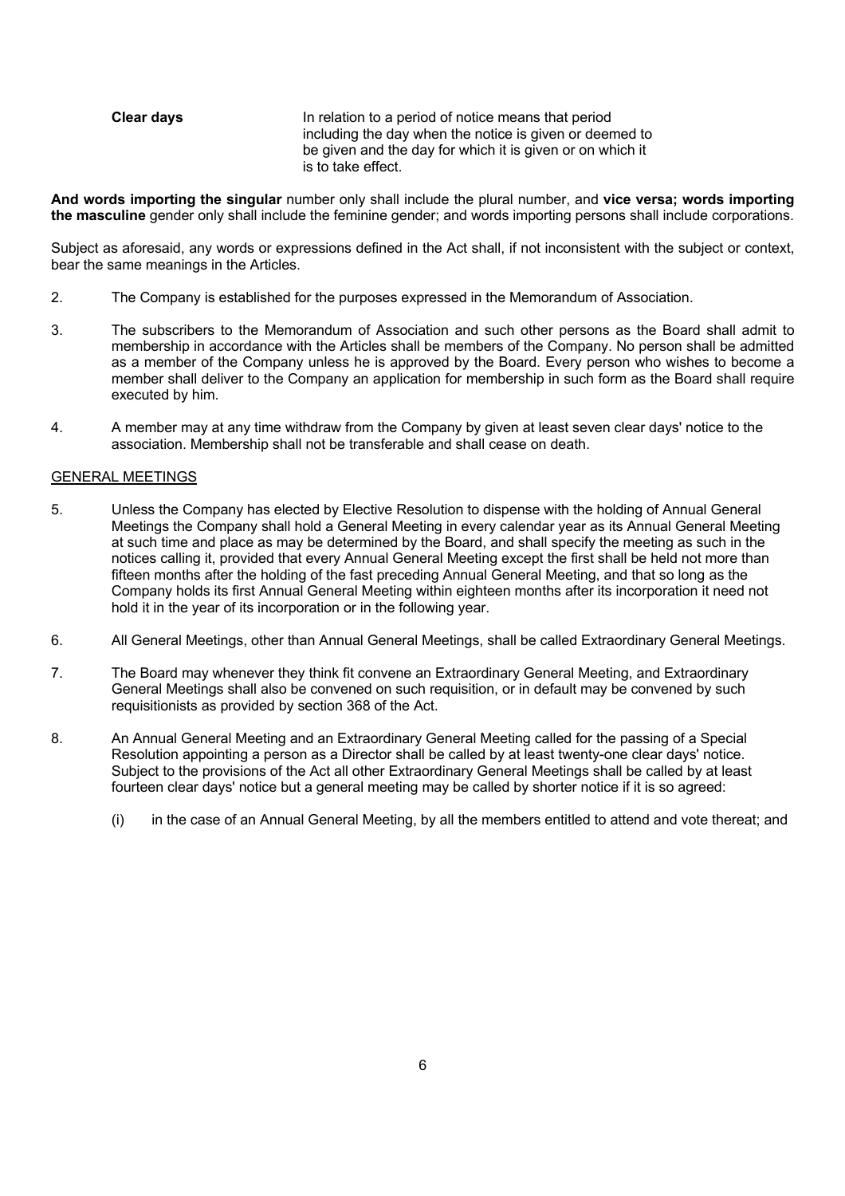**Clear days** In relation to a period of notice means that period including the day when the notice is given or deemed to be given and the day for which it is given or on which it is to take effect.

**And words importing the singular** number only shall include the plural number, and **vice versa; words importing the masculine** gender only shall include the feminine gender; and words importing persons shall include corporations.

Subject as aforesaid, any words or expressions defined in the Act shall, if not inconsistent with the subject or context, bear the same meanings in the Articles.

2. The Company is established for the purposes expressed in the Memorandum of Association.

3. The subscribers to the Memorandum of Association and such other persons as the Board shall admit to membership in accordance with the Articles shall be members of the Company. No person shall be admitted as a member of the Company unless he is approved by the Board. Every person who wishes to become a member shall deliver to the Company an application for membership in such form as the Board shall require executed by him.

4. A member may at any time withdraw from the Company by given at least seven clear days' notice to the association. Membership shall not be transferable and shall cease on death.

GENERAL MEETINGS

5. Unless the Company has elected by Elective Resolution to dispense with the holding of Annual General Meetings the Company shall hold a General Meeting in every calendar year as its Annual General Meeting at such time and place as may be determined by the Board, and shall specify the meeting as such in the notices calling it, provided that every Annual General Meeting except the first shall be held not more than fifteen months after the holding of the fast preceding Annual General Meeting, and that so long as the Company holds its first Annual General Meeting within eighteen months after its incorporation it need not hold it in the year of its incorporation or in the following year.

6. All General Meetings, other than Annual General Meetings, shall be called Extraordinary General Meetings.

7. The Board may whenever they think fit convene an Extraordinary General Meeting, and Extraordinary General Meetings shall also be convened on such requisition, or in default may be convened by such requisitionists as provided by section 368 of the Act.

8. An Annual General Meeting and an Extraordinary General Meeting called for the passing of a Special Resolution appointing a person as a Director shall be called by at least twenty-one clear days' notice. Subject to the provisions of the Act all other Extraordinary General Meetings shall be called by at least fourteen clear days' notice but a general meeting may be called by shorter notice if it is so agreed:

   (i) in the case of an Annual General Meeting, by all the members entitled to attend and vote thereat; and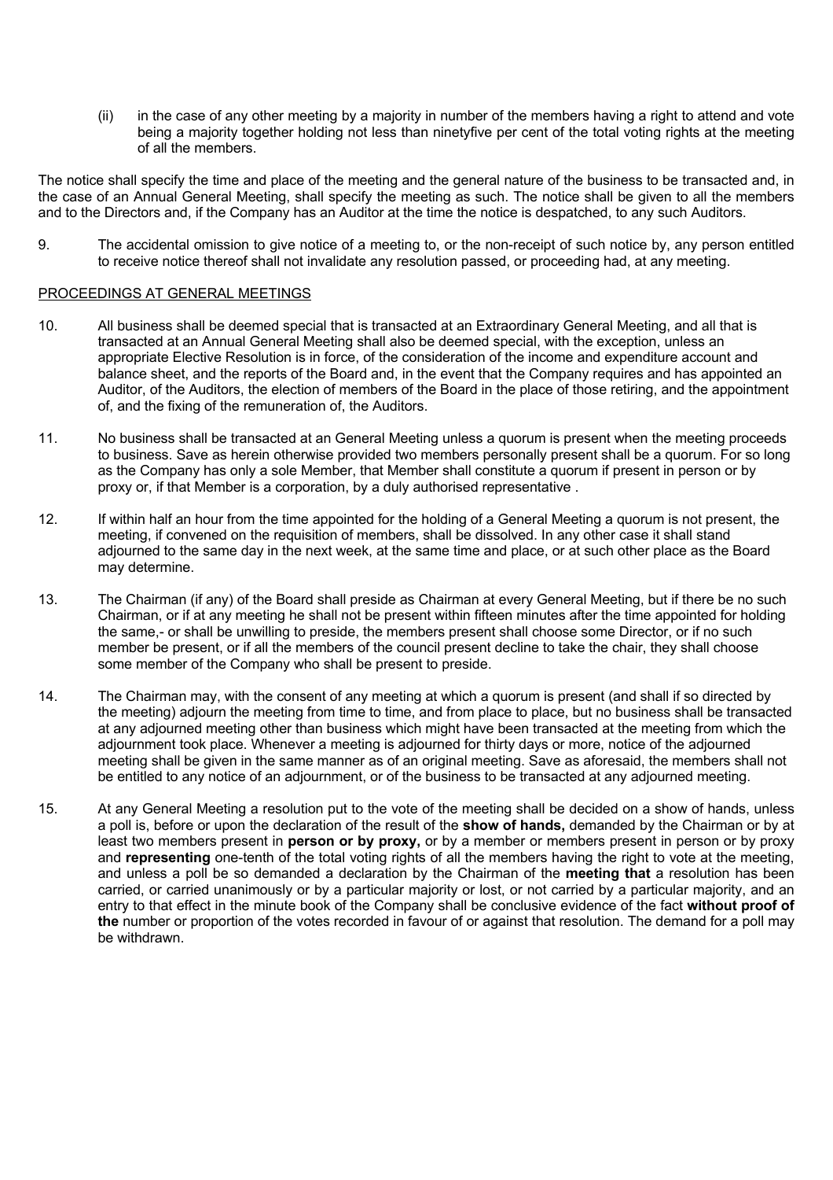(ii) in the case of any other meeting by a majority in number of the members having a right to attend and vote being a majority together holding not less than ninetyfive per cent of the total voting rights at the meeting of all the members.

The notice shall specify the time and place of the meeting and the general nature of the business to be transacted and, in the case of an Annual General Meeting, shall specify the meeting as such. The notice shall be given to all the members and to the Directors and, if the Company has an Auditor at the time the notice is despatched, to any such Auditors.

9. The accidental omission to give notice of a meeting to, or the non-receipt of such notice by, any person entitled to receive notice thereof shall not invalidate any resolution passed, or proceeding had, at any meeting.

PROCEEDINGS AT GENERAL MEETINGS

10. All business shall be deemed special that is transacted at an Extraordinary General Meeting, and all that is transacted at an Annual General Meeting shall also be deemed special, with the exception, unless an appropriate Elective Resolution is in force, of the consideration of the income and expenditure account and balance sheet, and the reports of the Board and, in the event that the Company requires and has appointed an Auditor, of the Auditors, the election of members of the Board in the place of those retiring, and the appointment of, and the fixing of the remuneration of, the Auditors.

11. No business shall be transacted at an General Meeting unless a quorum is present when the meeting proceeds to business. Save as herein otherwise provided two members personally present shall be a quorum. For so long as the Company has only a sole Member, that Member shall constitute a quorum if present in person or by proxy or, if that Member is a corporation, by a duly authorised representative .

12. If within half an hour from the time appointed for the holding of a General Meeting a quorum is not present, the meeting, if convened on the requisition of members, shall be dissolved. In any other case it shall stand adjourned to the same day in the next week, at the same time and place, or at such other place as the Board may determine.

13. The Chairman (if any) of the Board shall preside as Chairman at every General Meeting, but if there be no such Chairman, or if at any meeting he shall not be present within fifteen minutes after the time appointed for holding the same,- or shall be unwilling to preside, the members present shall choose some Director, or if no such member be present, or if all the members of the council present decline to take the chair, they shall choose some member of the Company who shall be present to preside.

14. The Chairman may, with the consent of any meeting at which a quorum is present (and shall if so directed by the meeting) adjourn the meeting from time to time, and from place to place, but no business shall be transacted at any adjourned meeting other than business which might have been transacted at the meeting from which the adjournment took place. Whenever a meeting is adjourned for thirty days or more, notice of the adjourned meeting shall be given in the same manner as of an original meeting. Save as aforesaid, the members shall not be entitled to any notice of an adjournment, or of the business to be transacted at any adjourned meeting.

15. At any General Meeting a resolution put to the vote of the meeting shall be decided on a show of hands, unless a poll is, before or upon the declaration of the result of the **show of hands,** demanded by the Chairman or by at least two members present in **person or by proxy,** or by a member or members present in person or by proxy and **representing** one-tenth of the total voting rights of all the members having the right to vote at the meeting, and unless a poll be so demanded a declaration by the Chairman of the **meeting that** a resolution has been carried, or carried unanimously or by a particular majority or lost, or not carried by a particular majority, and an entry to that effect in the minute book of the Company shall be conclusive evidence of the fact **without proof of the** number or proportion of the votes recorded in favour of or against that resolution. The demand for a poll may be withdrawn.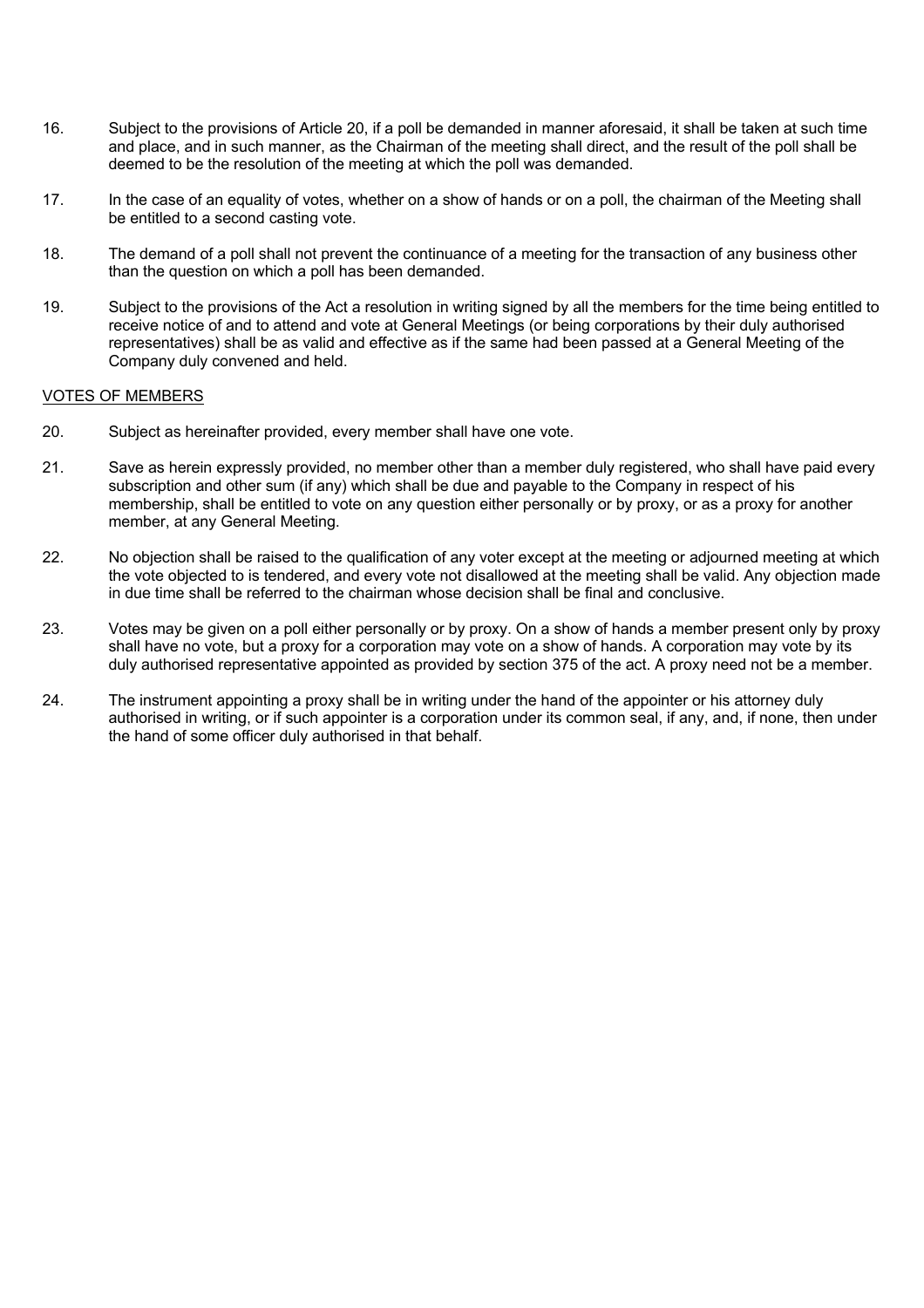16. Subject to the provisions of Article 20, if a poll be demanded in manner aforesaid, it shall be taken at such time and place, and in such manner, as the Chairman of the meeting shall direct, and the result of the poll shall be deemed to be the resolution of the meeting at which the poll was demanded.

17. In the case of an equality of votes, whether on a show of hands or on a poll, the chairman of the Meeting shall be entitled to a second casting vote.

18. The demand of a poll shall not prevent the continuance of a meeting for the transaction of any business other than the question on which a poll has been demanded.

19. Subject to the provisions of the Act a resolution in writing signed by all the members for the time being entitled to receive notice of and to attend and vote at General Meetings (or being corporations by their duly authorised representatives) shall be as valid and effective as if the same had been passed at a General Meeting of the Company duly convened and held.

<u>VOTES OF MEMBERS</u>

20. Subject as hereinafter provided, every member shall have one vote.

21. Save as herein expressly provided, no member other than a member duly registered, who shall have paid every subscription and other sum (if any) which shall be due and payable to the Company in respect of his membership, shall be entitled to vote on any question either personally or by proxy, or as a proxy for another member, at any General Meeting.

22. No objection shall be raised to the qualification of any voter except at the meeting or adjourned meeting at which the vote objected to is tendered, and every vote not disallowed at the meeting shall be valid. Any objection made in due time shall be referred to the chairman whose decision shall be final and conclusive.

23. Votes may be given on a poll either personally or by proxy. On a show of hands a member present only by proxy shall have no vote, but a proxy for a corporation may vote on a show of hands. A corporation may vote by its duly authorised representative appointed as provided by section 375 of the act. A proxy need not be a member.

24. The instrument appointing a proxy shall be in writing under the hand of the appointer or his attorney duly authorised in writing, or if such appointer is a corporation under its common seal, if any, and, if none, then under the hand of some officer duly authorised in that behalf.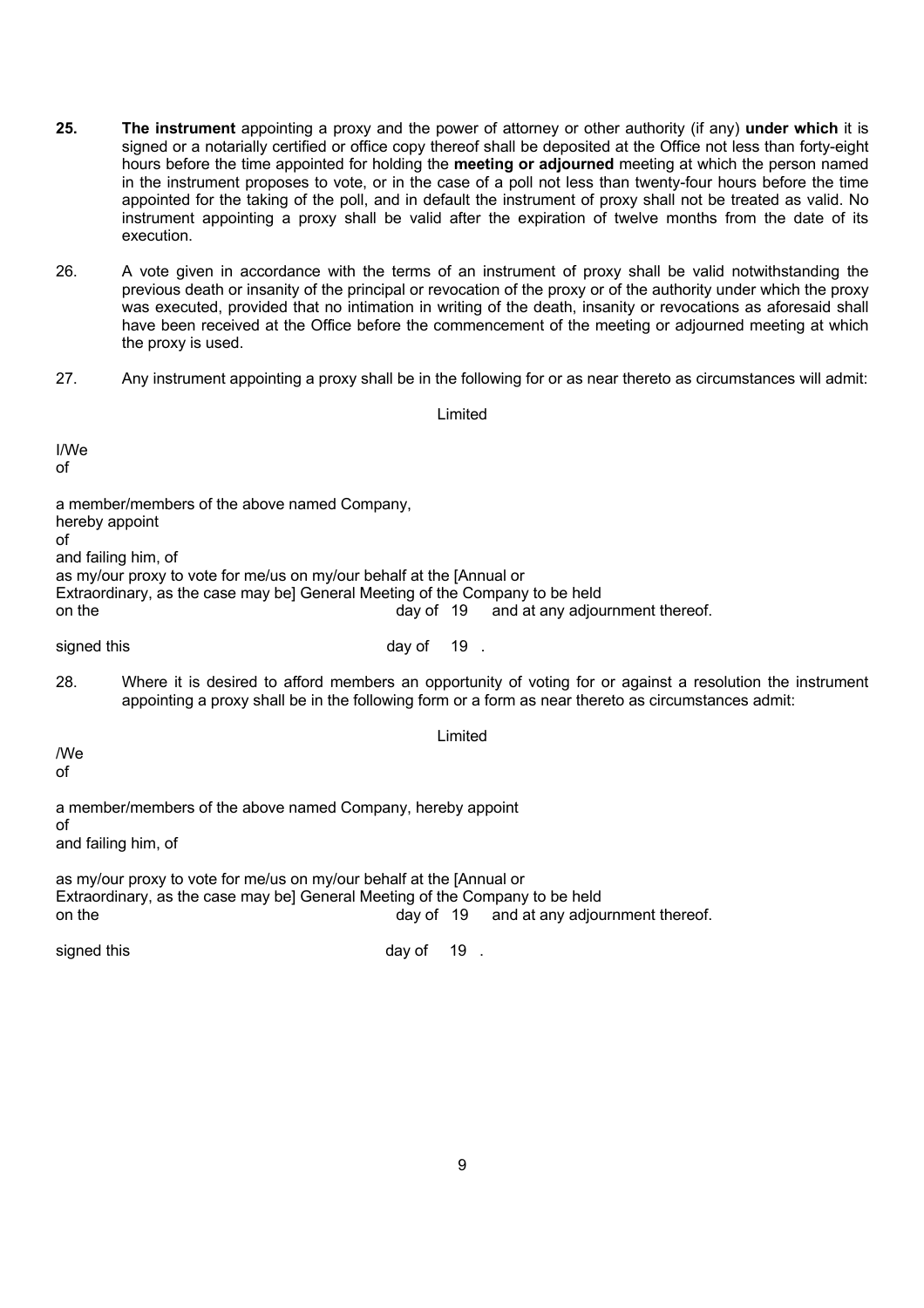**25.** **The instrument** appointing a proxy and the power of attorney or other authority (if any) **under which** it is signed or a notarially certified or office copy thereof shall be deposited at the Office not less than forty-eight hours before the time appointed for holding the **meeting or adjourned** meeting at which the person named in the instrument proposes to vote, or in the case of a poll not less than twenty-four hours before the time appointed for the taking of the poll, and in default the instrument of proxy shall not be treated as valid. No instrument appointing a proxy shall be valid after the expiration of twelve months from the date of its execution.

26. A vote given in accordance with the terms of an instrument of proxy shall be valid notwithstanding the previous death or insanity of the principal or revocation of the proxy or of the authority under which the proxy was executed, provided that no intimation in writing of the death, insanity or revocations as aforesaid shall have been received at the Office before the commencement of the meeting or adjourned meeting at which the proxy is used.

27. Any instrument appointing a proxy shall be in the following for or as near thereto as circumstances will admit:

Limited

I/We
of

a member/members of the above named Company,
hereby appoint
of
and failing him, of
as my/our proxy to vote for me/us on my/our behalf at the [Annual or
Extraordinary, as the case may be] General Meeting of the Company to be held
on the day of 19 and at any adjournment thereof.

signed this day of 19 .

28. Where it is desired to afford members an opportunity of voting for or against a resolution the instrument appointing a proxy shall be in the following form or a form as near thereto as circumstances admit:

Limited

/We
of

a member/members of the above named Company, hereby appoint
of
and failing him, of

as my/our proxy to vote for me/us on my/our behalf at the [Annual or
Extraordinary, as the case may be] General Meeting of the Company to be held
on the day of 19 and at any adjournment thereof.

signed this day of 19 .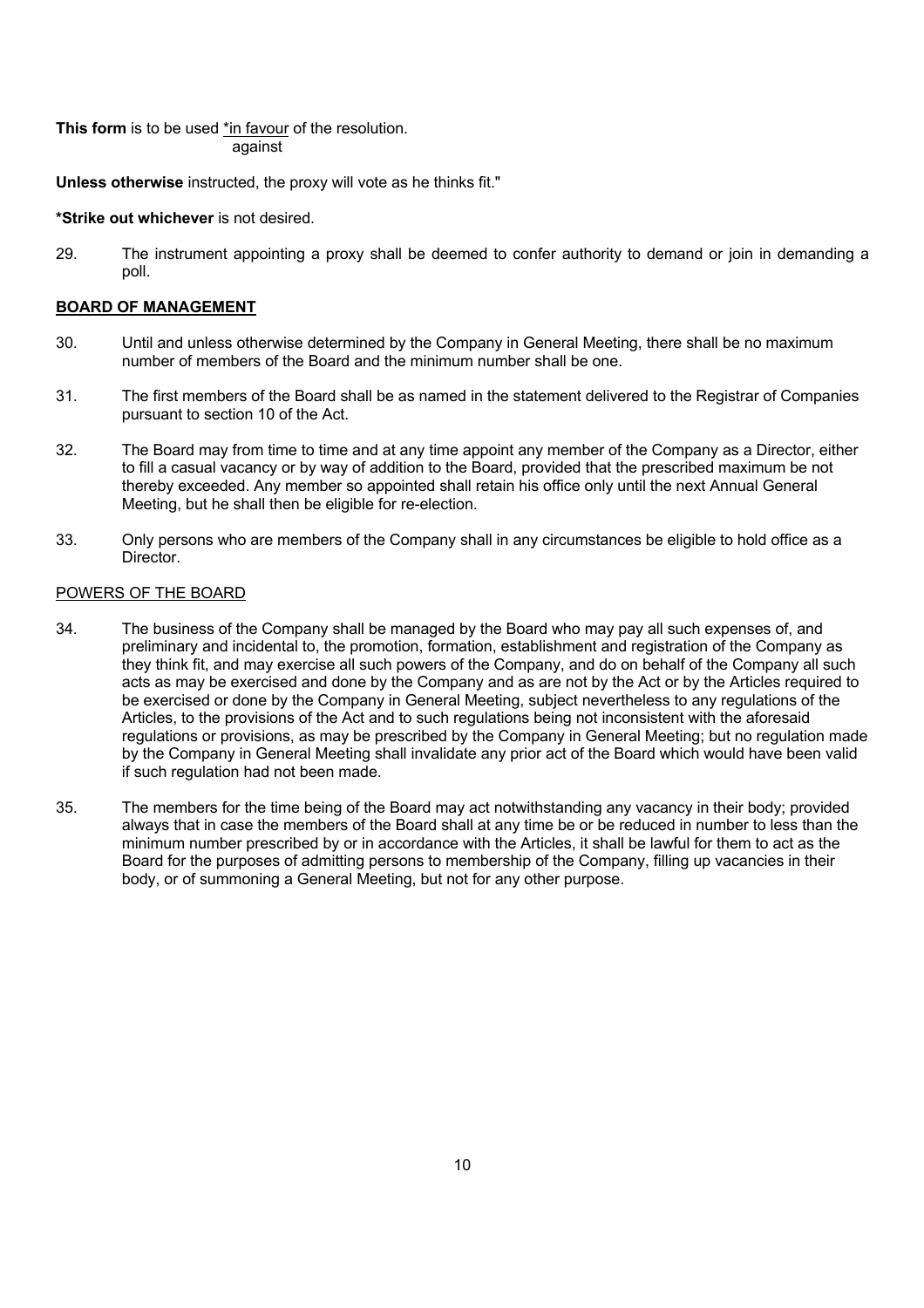**This form** is to be used *in favour of the resolution.
against

**Unless otherwise** instructed, the proxy will vote as he thinks fit."

***Strike out whichever** is not desired.

29. The instrument appointing a proxy shall be deemed to confer authority to demand or join in demanding a poll.

## BOARD OF MANAGEMENT

30. Until and unless otherwise determined by the Company in General Meeting, there shall be no maximum number of members of the Board and the minimum number shall be one.

31. The first members of the Board shall be as named in the statement delivered to the Registrar of Companies pursuant to section 10 of the Act.

32. The Board may from time to time and at any time appoint any member of the Company as a Director, either to fill a casual vacancy or by way of addition to the Board, provided that the prescribed maximum be not thereby exceeded. Any member so appointed shall retain his office only until the next Annual General Meeting, but he shall then be eligible for re-election.

33. Only persons who are members of the Company shall in any circumstances be eligible to hold office as a Director.

## POWERS OF THE BOARD

34. The business of the Company shall be managed by the Board who may pay all such expenses of, and preliminary and incidental to, the promotion, formation, establishment and registration of the Company as they think fit, and may exercise all such powers of the Company, and do on behalf of the Company all such acts as may be exercised and done by the Company and as are not by the Act or by the Articles required to be exercised or done by the Company in General Meeting, subject nevertheless to any regulations of the Articles, to the provisions of the Act and to such regulations being not inconsistent with the aforesaid regulations or provisions, as may be prescribed by the Company in General Meeting; but no regulation made by the Company in General Meeting shall invalidate any prior act of the Board which would have been valid if such regulation had not been made.

35. The members for the time being of the Board may act notwithstanding any vacancy in their body; provided always that in case the members of the Board shall at any time be or be reduced in number to less than the minimum number prescribed by or in accordance with the Articles, it shall be lawful for them to act as the Board for the purposes of admitting persons to membership of the Company, filling up vacancies in their body, or of summoning a General Meeting, but not for any other purpose.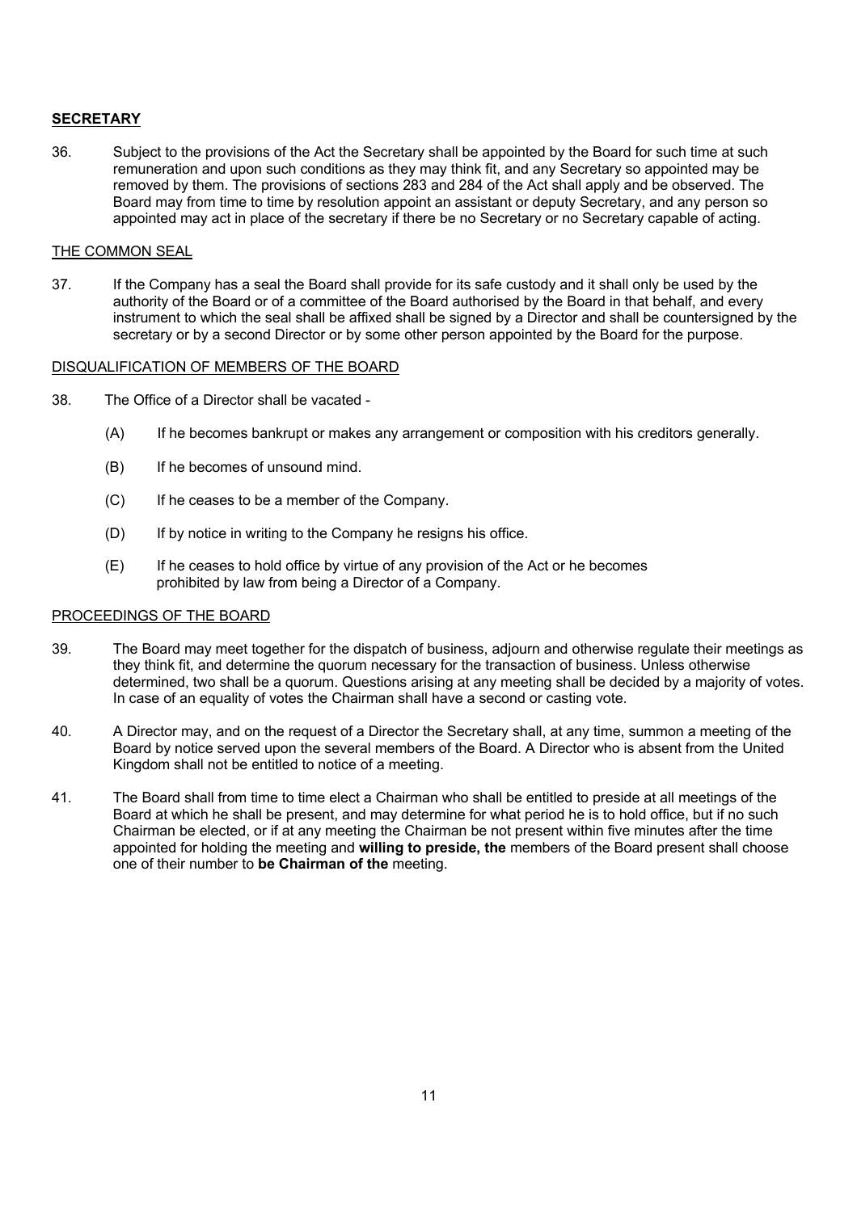## **SECRETARY**

36. Subject to the provisions of the Act the Secretary shall be appointed by the Board for such time at such remuneration and upon such conditions as they may think fit, and any Secretary so appointed may be removed by them. The provisions of sections 283 and 284 of the Act shall apply and be observed. The Board may from time to time by resolution appoint an assistant or deputy Secretary, and any person so appointed may act in place of the secretary if there be no Secretary or no Secretary capable of acting.

## THE COMMON SEAL

37. If the Company has a seal the Board shall provide for its safe custody and it shall only be used by the authority of the Board or of a committee of the Board authorised by the Board in that behalf, and every instrument to which the seal shall be affixed shall be signed by a Director and shall be countersigned by the secretary or by a second Director or by some other person appointed by the Board for the purpose.

## DISQUALIFICATION OF MEMBERS OF THE BOARD

38. The Office of a Director shall be vacated -

    (A) If he becomes bankrupt or makes any arrangement or composition with his creditors generally.

    (B) If he becomes of unsound mind.

    (C) If he ceases to be a member of the Company.

    (D) If by notice in writing to the Company he resigns his office.

    (E) If he ceases to hold office by virtue of any provision of the Act or he becomes prohibited by law from being a Director of a Company.

## PROCEEDINGS OF THE BOARD

39. The Board may meet together for the dispatch of business, adjourn and otherwise regulate their meetings as they think fit, and determine the quorum necessary for the transaction of business. Unless otherwise determined, two shall be a quorum. Questions arising at any meeting shall be decided by a majority of votes. In case of an equality of votes the Chairman shall have a second or casting vote.

40. A Director may, and on the request of a Director the Secretary shall, at any time, summon a meeting of the Board by notice served upon the several members of the Board. A Director who is absent from the United Kingdom shall not be entitled to notice of a meeting.

41. The Board shall from time to time elect a Chairman who shall be entitled to preside at all meetings of the Board at which he shall be present, and may determine for what period he is to hold office, but if no such Chairman be elected, or if at any meeting the Chairman be not present within five minutes after the time appointed for holding the meeting and **willing to preside, the** members of the Board present shall choose one of their number to **be Chairman of the** meeting.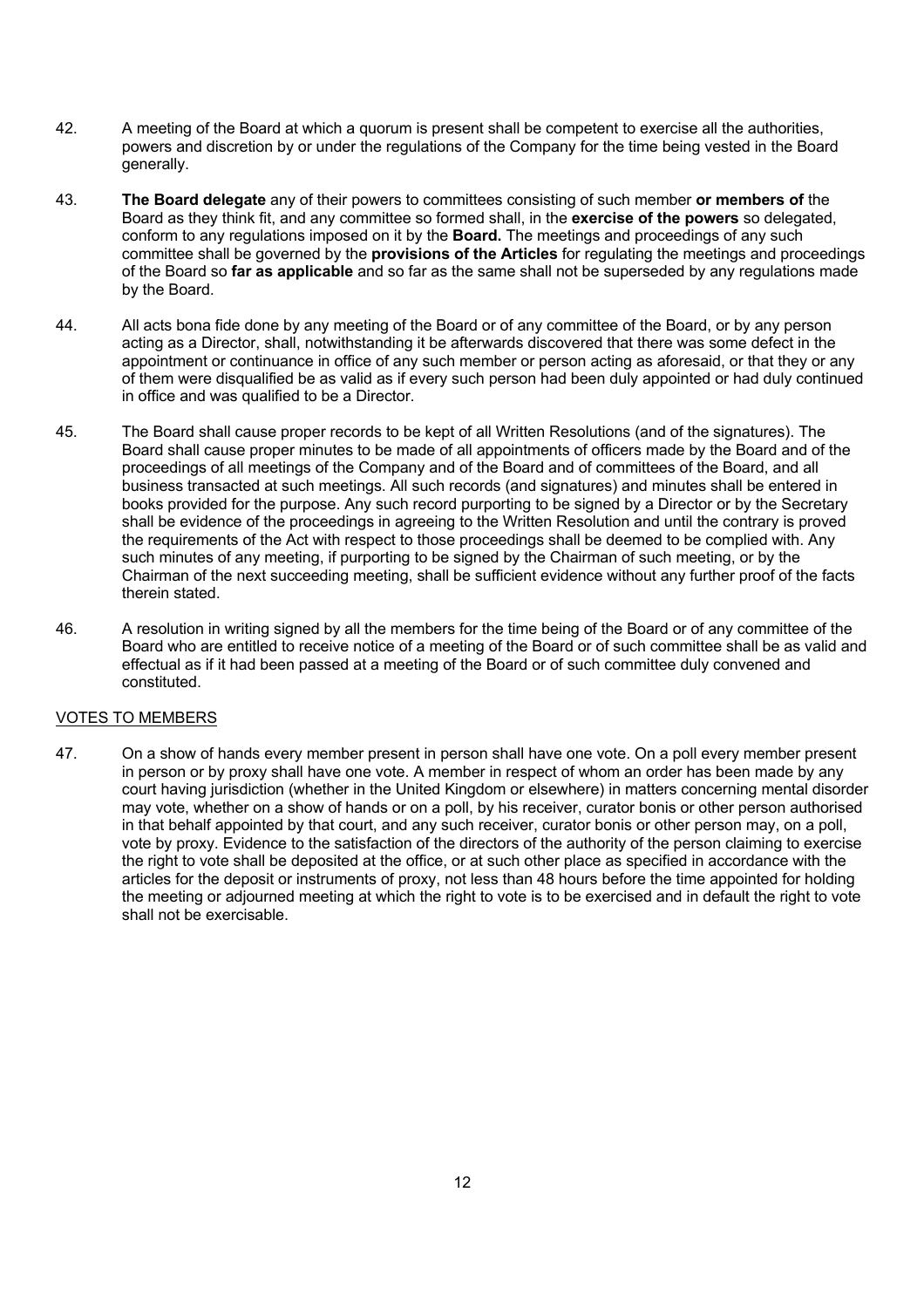42. A meeting of the Board at which a quorum is present shall be competent to exercise all the authorities, powers and discretion by or under the regulations of the Company for the time being vested in the Board generally.

43. **The Board delegate** any of their powers to committees consisting of such member **or members of** the Board as they think fit, and any committee so formed shall, in the **exercise of the powers** so delegated, conform to any regulations imposed on it by the **Board.** The meetings and proceedings of any such committee shall be governed by the **provisions of the Articles** for regulating the meetings and proceedings of the Board so **far as applicable** and so far as the same shall not be superseded by any regulations made by the Board.

44. All acts bona fide done by any meeting of the Board or of any committee of the Board, or by any person acting as a Director, shall, notwithstanding it be afterwards discovered that there was some defect in the appointment or continuance in office of any such member or person acting as aforesaid, or that they or any of them were disqualified be as valid as if every such person had been duly appointed or had duly continued in office and was qualified to be a Director.

45. The Board shall cause proper records to be kept of all Written Resolutions (and of the signatures). The Board shall cause proper minutes to be made of all appointments of officers made by the Board and of the proceedings of all meetings of the Company and of the Board and of committees of the Board, and all business transacted at such meetings. All such records (and signatures) and minutes shall be entered in books provided for the purpose. Any such record purporting to be signed by a Director or by the Secretary shall be evidence of the proceedings in agreeing to the Written Resolution and until the contrary is proved the requirements of the Act with respect to those proceedings shall be deemed to be complied with. Any such minutes of any meeting, if purporting to be signed by the Chairman of such meeting, or by the Chairman of the next succeeding meeting, shall be sufficient evidence without any further proof of the facts therein stated.

46. A resolution in writing signed by all the members for the time being of the Board or of any committee of the Board who are entitled to receive notice of a meeting of the Board or of such committee shall be as valid and effectual as if it had been passed at a meeting of the Board or of such committee duly convened and constituted.

<u>VOTES TO MEMBERS</u>

47. On a show of hands every member present in person shall have one vote. On a poll every member present in person or by proxy shall have one vote. A member in respect of whom an order has been made by any court having jurisdiction (whether in the United Kingdom or elsewhere) in matters concerning mental disorder may vote, whether on a show of hands or on a poll, by his receiver, curator bonis or other person authorised in that behalf appointed by that court, and any such receiver, curator bonis or other person may, on a poll, vote by proxy. Evidence to the satisfaction of the directors of the authority of the person claiming to exercise the right to vote shall be deposited at the office, or at such other place as specified in accordance with the articles for the deposit or instruments of proxy, not less than 48 hours before the time appointed for holding the meeting or adjourned meeting at which the right to vote is to be exercised and in default the right to vote shall not be exercisable.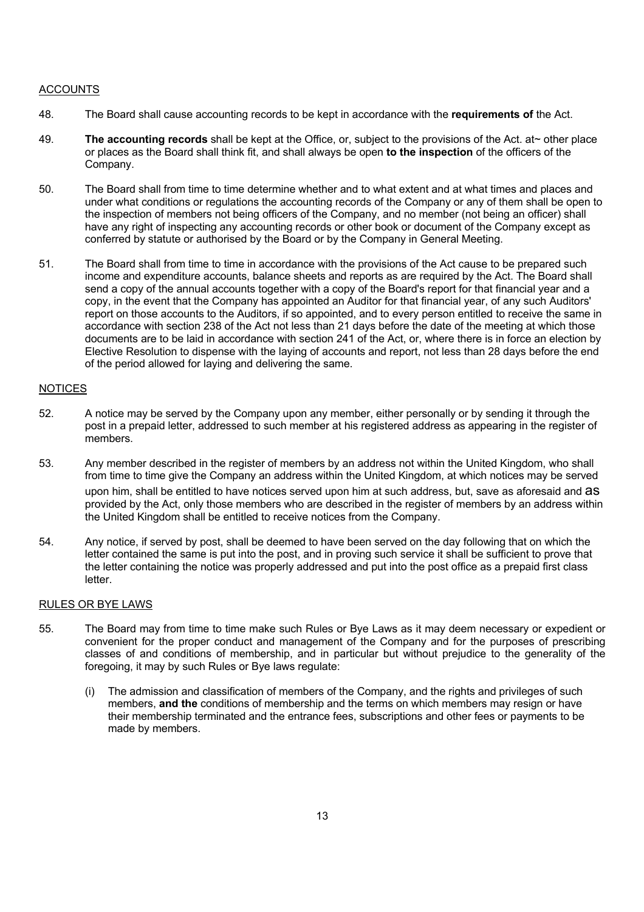## ACCOUNTS

48. The Board shall cause accounting records to be kept in accordance with the **requirements of** the Act.

49. **The accounting records** shall be kept at the Office, or, subject to the provisions of the Act. at~ other place or places as the Board shall think fit, and shall always be open **to the inspection** of the officers of the Company.

50. The Board shall from time to time determine whether and to what extent and at what times and places and under what conditions or regulations the accounting records of the Company or any of them shall be open to the inspection of members not being officers of the Company, and no member (not being an officer) shall have any right of inspecting any accounting records or other book or document of the Company except as conferred by statute or authorised by the Board or by the Company in General Meeting.

51. The Board shall from time to time in accordance with the provisions of the Act cause to be prepared such income and expenditure accounts, balance sheets and reports as are required by the Act. The Board shall send a copy of the annual accounts together with a copy of the Board's report for that financial year and a copy, in the event that the Company has appointed an Auditor for that financial year, of any such Auditors' report on those accounts to the Auditors, if so appointed, and to every person entitled to receive the same in accordance with section 238 of the Act not less than 21 days before the date of the meeting at which those documents are to be laid in accordance with section 241 of the Act, or, where there is in force an election by Elective Resolution to dispense with the laying of accounts and report, not less than 28 days before the end of the period allowed for laying and delivering the same.

## NOTICES

52. A notice may be served by the Company upon any member, either personally or by sending it through the post in a prepaid letter, addressed to such member at his registered address as appearing in the register of members.

53. Any member described in the register of members by an address not within the United Kingdom, who shall from time to time give the Company an address within the United Kingdom, at which notices may be served upon him, shall be entitled to have notices served upon him at such address, but, save as aforesaid and as provided by the Act, only those members who are described in the register of members by an address within the United Kingdom shall be entitled to receive notices from the Company.

54. Any notice, if served by post, shall be deemed to have been served on the day following that on which the letter contained the same is put into the post, and in proving such service it shall be sufficient to prove that the letter containing the notice was properly addressed and put into the post office as a prepaid first class letter.

## RULES OR BYE LAWS

55. The Board may from time to time make such Rules or Bye Laws as it may deem necessary or expedient or convenient for the proper conduct and management of the Company and for the purposes of prescribing classes of and conditions of membership, and in particular but without prejudice to the generality of the foregoing, it may by such Rules or Bye laws regulate:

    (i) The admission and classification of members of the Company, and the rights and privileges of such members, **and the** conditions of membership and the terms on which members may resign or have their membership terminated and the entrance fees, subscriptions and other fees or payments to be made by members.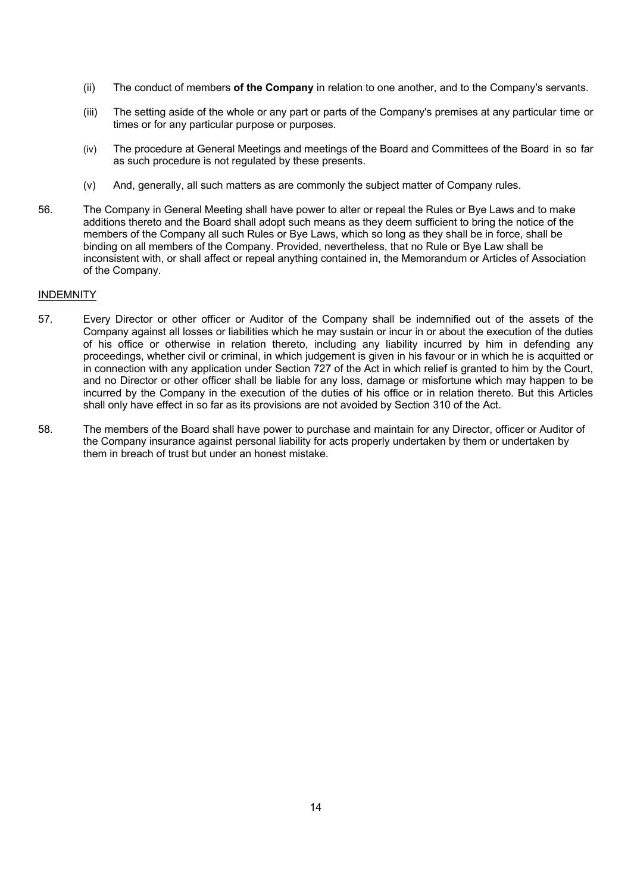(ii) The conduct of members **of the Company** in relation to one another, and to the Company's servants.

(iii) The setting aside of the whole or any part or parts of the Company's premises at any particular time or times or for any particular purpose or purposes.

(iv) The procedure at General Meetings and meetings of the Board and Committees of the Board in so far as such procedure is not regulated by these presents.

(v) And, generally, all such matters as are commonly the subject matter of Company rules.

56. The Company in General Meeting shall have power to alter or repeal the Rules or Bye Laws and to make additions thereto and the Board shall adopt such means as they deem sufficient to bring the notice of the members of the Company all such Rules or Bye Laws, which so long as they shall be in force, shall be binding on all members of the Company. Provided, nevertheless, that no Rule or Bye Law shall be inconsistent with, or shall affect or repeal anything contained in, the Memorandum or Articles of Association of the Company.

<u>INDEMNITY</u>

57. Every Director or other officer or Auditor of the Company shall be indemnified out of the assets of the Company against all losses or liabilities which he may sustain or incur in or about the execution of the duties of his office or otherwise in relation thereto, including any liability incurred by him in defending any proceedings, whether civil or criminal, in which judgement is given in his favour or in which he is acquitted or in connection with any application under Section 727 of the Act in which relief is granted to him by the Court, and no Director or other officer shall be liable for any loss, damage or misfortune which may happen to be incurred by the Company in the execution of the duties of his office or in relation thereto. But this Articles shall only have effect in so far as its provisions are not avoided by Section 310 of the Act.

58. The members of the Board shall have power to purchase and maintain for any Director, officer or Auditor of the Company insurance against personal liability for acts properly undertaken by them or undertaken by them in breach of trust but under an honest mistake.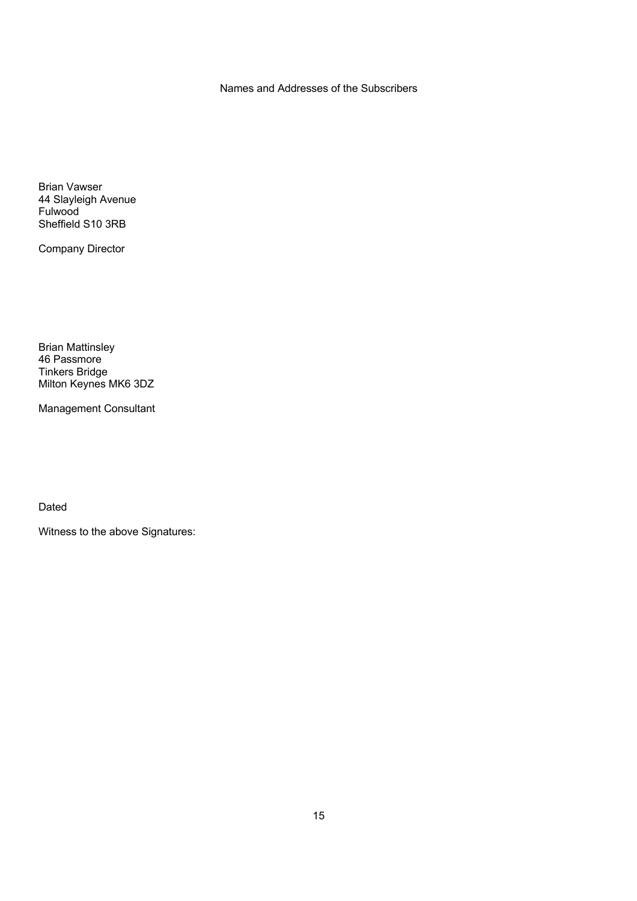Names and Addresses of the Subscribers

Brian Vawser
44 Slayleigh Avenue
Fulwood
Sheffield S10 3RB

Company Director

Brian Mattinsley
46 Passmore
Tinkers Bridge
Milton Keynes MK6 3DZ

Management Consultant

Dated

Witness to the above Signatures: